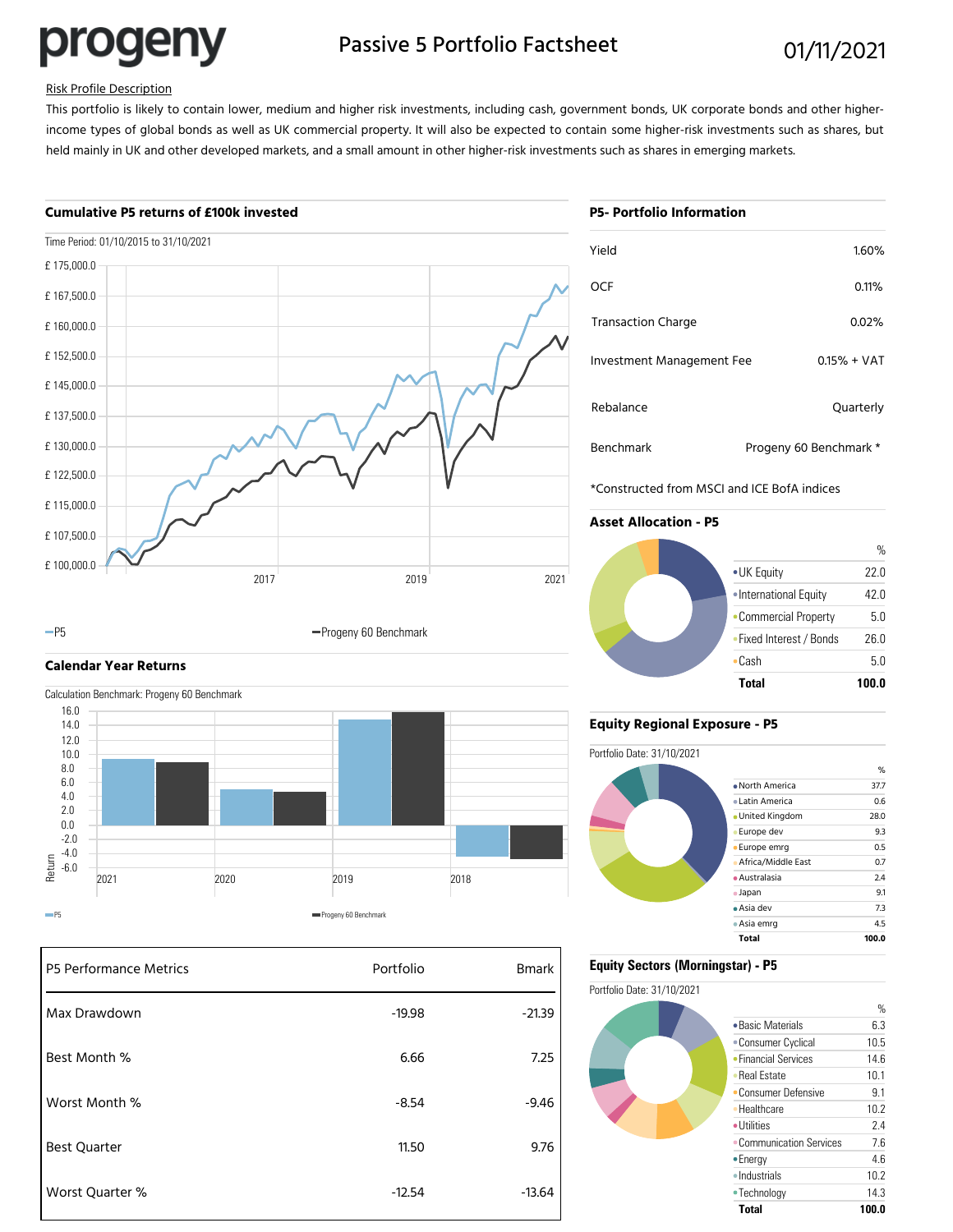# progeny

## Passive 5 Portfolio Factsheet

01/11/2021

Risk Profile Description

This portfolio is likely to contain lower, medium and higher risk investments, including cash, government bonds, UK corporate bonds and other higher-income types of global bonds as well as UK commercial property. It will also be expected to contain some higher-risk investments such as shares, but held mainly in UK and other developed markets, and a small amount in other higher-risk investments such as shares in emerging markets.

### Cumulative P5 returns of £100k invested

Time Period: 01/10/2015 to 31/10/2021

£ 175,000.0
£ 167,500.0
£ 160,000.0
£ 152,500.0
£ 145,000.0
£ 137,500.0
£ 130,000.0
£ 122,500.0
£ 115,000.0
£ 107,500.0
£ 100,000.0

2017 2019 2021

—P5 —Progeny 60 Benchmark

### Calendar Year Returns

Calculation Benchmark: Progeny 60 Benchmark

Return: 16.0, 14.0, 12.0, 10.0, 8.0, 6.0, 4.0, 2.0, 0.0, -2.0, -4.0, -6.0

2021 2020 2019 2018

P5 Progeny 60 Benchmark

| P5 Performance Metrics | Portfolio | Bmark |
|---|---|---|
| Max Drawdown | -19.98 | -21.39 |
| Best Month % | 6.66 | 7.25 |
| Worst Month % | -8.54 | -9.46 |
| Best Quarter | 11.50 | 9.76 |
| Worst Quarter % | -12.54 | -13.64 |

### P5- Portfolio Information

| | |
|---|---|
| Yield | 1.60% |
| OCF | 0.11% |
| Transaction Charge | 0.02% |
| Investment Management Fee | 0.15% + VAT |
| Rebalance | Quarterly |
| Benchmark | Progeny 60 Benchmark * |

*Constructed from MSCI and ICE BofA indices

### Asset Allocation - P5

| | % |
|---|---|
| UK Equity | 22.0 |
| International Equity | 42.0 |
| Commercial Property | 5.0 |
| Fixed Interest / Bonds | 26.0 |
| Cash | 5.0 |
| **Total** | **100.0** |

### Equity Regional Exposure - P5

Portfolio Date: 31/10/2021

| | % |
|---|---|
| North America | 37.7 |
| Latin America | 0.6 |
| United Kingdom | 28.0 |
| Europe dev | 9.3 |
| Europe emrg | 0.5 |
| Africa/Middle East | 0.7 |
| Australasia | 2.4 |
| Japan | 9.1 |
| Asia dev | 7.3 |
| Asia emrg | 4.5 |
| **Total** | **100.0** |

### Equity Sectors (Morningstar) - P5

Portfolio Date: 31/10/2021

| | % |
|---|---|
| Basic Materials | 6.3 |
| Consumer Cyclical | 10.5 |
| Financial Services | 14.6 |
| Real Estate | 10.1 |
| Consumer Defensive | 9.1 |
| Healthcare | 10.2 |
| Utilities | 2.4 |
| Communication Services | 7.6 |
| Energy | 4.6 |
| Industrials | 10.2 |
| Technology | 14.3 |
| **Total** | **100.0** |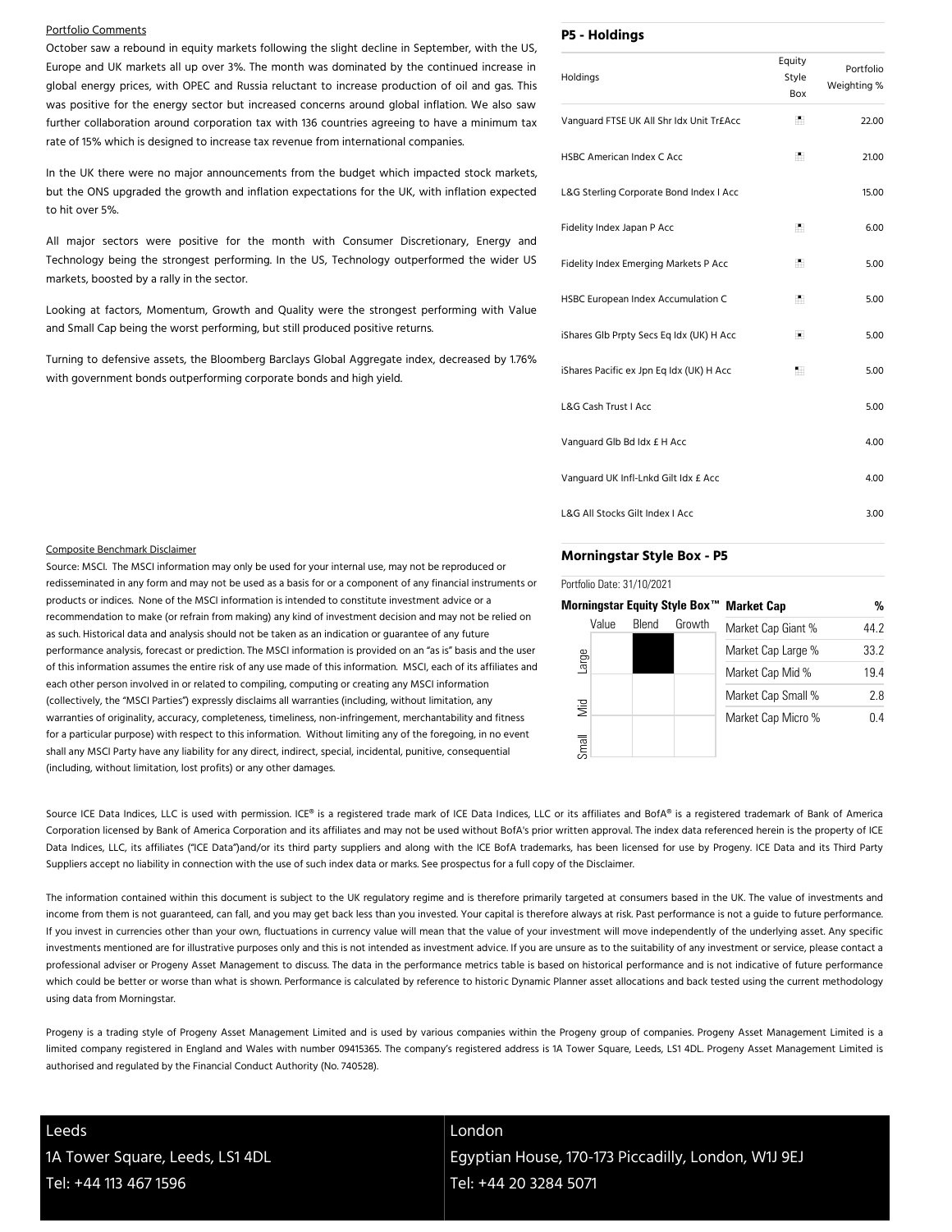### Portfolio Comments

October saw a rebound in equity markets following the slight decline in September, with the US, Europe and UK markets all up over 3%. The month was dominated by the continued increase in global energy prices, with OPEC and Russia reluctant to increase production of oil and gas. This was positive for the energy sector but increased concerns around global inflation. We also saw further collaboration around corporation tax with 136 countries agreeing to have a minimum tax rate of 15% which is designed to increase tax revenue from international companies.

In the UK there were no major announcements from the budget which impacted stock markets, but the ONS upgraded the growth and inflation expectations for the UK, with inflation expected to hit over 5%.

All major sectors were positive for the month with Consumer Discretionary, Energy and Technology being the strongest performing. In the US, Technology outperformed the wider US markets, boosted by a rally in the sector.

Looking at factors, Momentum, Growth and Quality were the strongest performing with Value and Small Cap being the worst performing, but still produced positive returns.

Turning to defensive assets, the Bloomberg Barclays Global Aggregate index, decreased by 1.76% with government bonds outperforming corporate bonds and high yield.

## P5 - Holdings

| Holdings | Equity Style Box | Portfolio Weighting % |
|---|---|---|
| Vanguard FTSE UK All Shr Idx Unit Tr£Acc | | 22.00 |
| HSBC American Index C Acc | | 21.00 |
| L&G Sterling Corporate Bond Index I Acc | | 15.00 |
| Fidelity Index Japan P Acc | | 6.00 |
| Fidelity Index Emerging Markets P Acc | | 5.00 |
| HSBC European Index Accumulation C | | 5.00 |
| iShares Glb Prpty Secs Eq Idx (UK) H Acc | | 5.00 |
| iShares Pacific ex Jpn Eq Idx (UK) H Acc | | 5.00 |
| L&G Cash Trust I Acc | | 5.00 |
| Vanguard Glb Bd Idx £ H Acc | | 4.00 |
| Vanguard UK Infl-Lnkd Gilt Idx £ Acc | | 4.00 |
| L&G All Stocks Gilt Index I Acc | | 3.00 |

## Morningstar Style Box - P5

Portfolio Date: 31/10/2021

Morningstar Equity Style Box™

Value Blend Growth

Large Mid Small

| Market Cap | % |
|---|---|
| Market Cap Giant % | 44.2 |
| Market Cap Large % | 33.2 |
| Market Cap Mid % | 19.4 |
| Market Cap Small % | 2.8 |
| Market Cap Micro % | 0.4 |

### Composite Benchmark Disclaimer

Source: MSCI. The MSCI information may only be used for your internal use, may not be reproduced or redisseminated in any form and may not be used as a basis for or a component of any financial instruments or products or indices. None of the MSCI information is intended to constitute investment advice or a recommendation to make (or refrain from making) any kind of investment decision and may not be relied on as such. Historical data and analysis should not be taken as an indication or guarantee of any future performance analysis, forecast or prediction. The MSCI information is provided on an "as is" basis and the user of this information assumes the entire risk of any use made of this information. MSCI, each of its affiliates and each other person involved in or related to compiling, computing or creating any MSCI information (collectively, the "MSCI Parties") expressly disclaims all warranties (including, without limitation, any warranties of originality, accuracy, completeness, timeliness, non-infringement, merchantability and fitness for a particular purpose) with respect to this information. Without limiting any of the foregoing, in no event shall any MSCI Party have any liability for any direct, indirect, special, incidental, punitive, consequential (including, without limitation, lost profits) or any other damages.

Source ICE Data Indices, LLC is used with permission. ICE® is a registered trade mark of ICE Data Indices, LLC or its affiliates and BofA® is a registered trademark of Bank of America Corporation licensed by Bank of America Corporation and its affiliates and may not be used without BofA's prior written approval. The index data referenced herein is the property of ICE Data Indices, LLC, its affiliates ("ICE Data")and/or its third party suppliers and along with the ICE BofA trademarks, has been licensed for use by Progeny. ICE Data and its Third Party Suppliers accept no liability in connection with the use of such index data or marks. See prospectus for a full copy of the Disclaimer.

The information contained within this document is subject to the UK regulatory regime and is therefore primarily targeted at consumers based in the UK. The value of investments and income from them is not guaranteed, can fall, and you may get back less than you invested. Your capital is therefore always at risk. Past performance is not a guide to future performance. If you invest in currencies other than your own, fluctuations in currency value will mean that the value of your investment will move independently of the underlying asset. Any specific investments mentioned are for illustrative purposes only and this is not intended as investment advice. If you are unsure as to the suitability of any investment or service, please contact a professional adviser or Progeny Asset Management to discuss. The data in the performance metrics table is based on historical performance and is not indicative of future performance which could be better or worse than what is shown. Performance is calculated by reference to historic Dynamic Planner asset allocations and back tested using the current methodology using data from Morningstar.

Progeny is a trading style of Progeny Asset Management Limited and is used by various companies within the Progeny group of companies. Progeny Asset Management Limited is a limited company registered in England and Wales with number 09415365. The company's registered address is 1A Tower Square, Leeds, LS1 4DL. Progeny Asset Management Limited is authorised and regulated by the Financial Conduct Authority (No. 740528).

Leeds
1A Tower Square, Leeds, LS1 4DL
Tel: +44 113 467 1596

London
Egyptian House, 170-173 Piccadilly, London, W1J 9EJ
Tel: +44 20 3284 5071